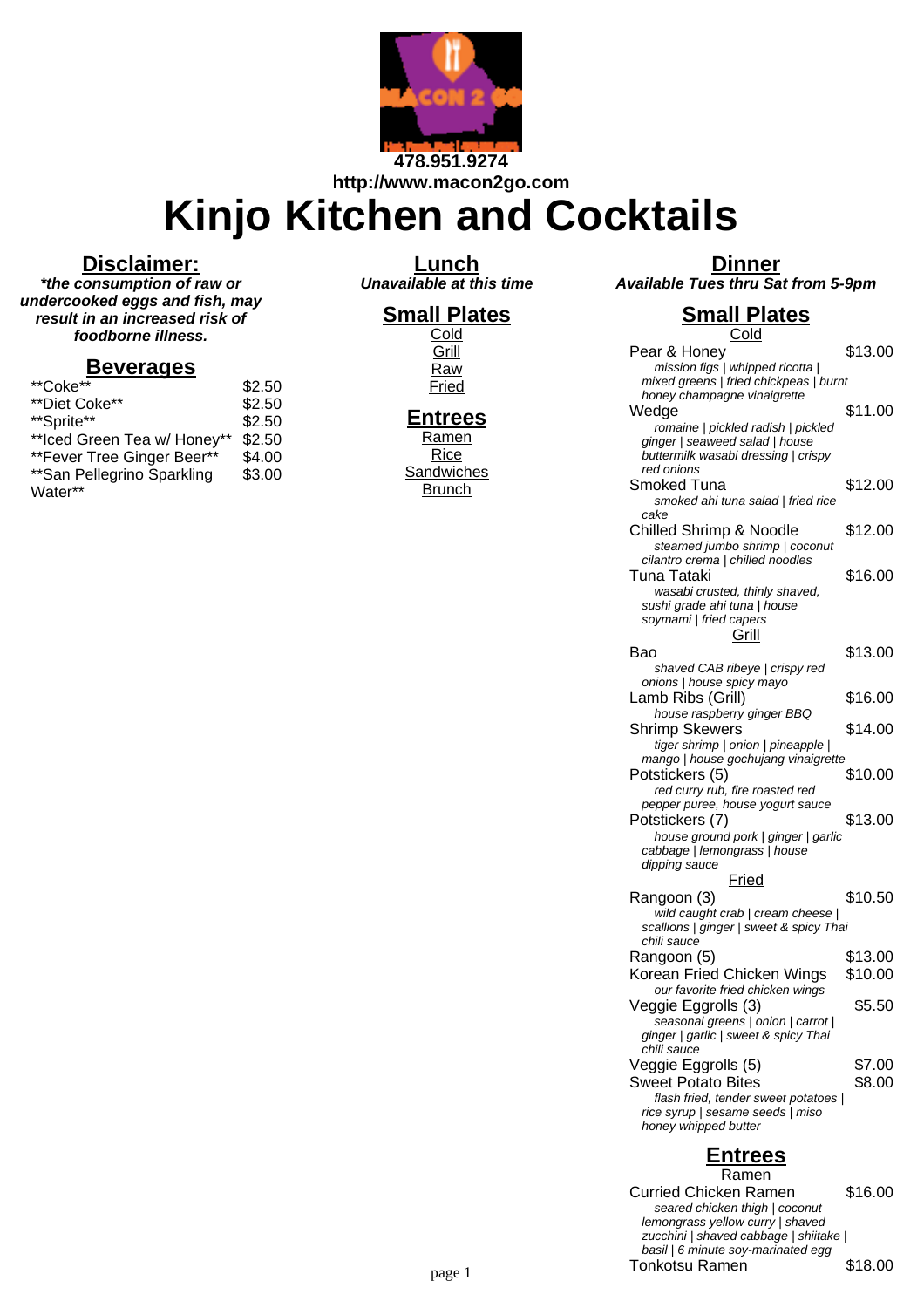478.951.9274
http://www.macon2go.com

# Kinjo Kitchen and Cocktails

## Disclaimer:

***the consumption of raw or undercooked eggs and fish, may result in an increased risk of foodborne illness.**

## Beverages

| | |
|---|---|
| **Coke** | $2.50 |
| **Diet Coke** | $2.50 |
| **Sprite** | $2.50 |
| **Iced Green Tea w/ Honey** | $2.50 |
| **Fever Tree Ginger Beer** | $4.00 |
| **San Pellegrino Sparkling Water** | $3.00 |

## Lunch

***Unavailable at this time***

### Small Plates

Cold
Grill
Raw
Fried

### Entrees

Ramen
Rice
Sandwiches
Brunch

## Dinner

***Available Tues thru Sat from 5-9pm***

### Small Plates

#### Cold

Pear & Honey — $13.00
*mission figs | whipped ricotta | mixed greens | fried chickpeas | burnt honey champagne vinaigrette*

Wedge — $11.00
*romaine | pickled radish | pickled ginger | seaweed salad | house buttermilk wasabi dressing | crispy red onions*

Smoked Tuna — $12.00
*smoked ahi tuna salad | fried rice cake*

Chilled Shrimp & Noodle — $12.00
*steamed jumbo shrimp | coconut cilantro crema | chilled noodles*

Tuna Tataki — $16.00
*wasabi crusted, thinly shaved, sushi grade ahi tuna | house soymami | fried capers*

#### Grill

Bao — $13.00
*shaved CAB ribeye | crispy red onions | house spicy mayo*

Lamb Ribs (Grill) — $16.00
*house raspberry ginger BBQ*

Shrimp Skewers — $14.00
*tiger shrimp | onion | pineapple | mango | house gochujang vinaigrette*

Potstickers (5) — $10.00
*red curry rub, fire roasted red pepper puree, house yogurt sauce*

Potstickers (7) — $13.00
*house ground pork | ginger | garlic cabbage | lemongrass | house dipping sauce*

#### Fried

Rangoon (3) — $10.50
*wild caught crab | cream cheese | scallions | ginger | sweet & spicy Thai chili sauce*

Rangoon (5) — $13.00

Korean Fried Chicken Wings — $10.00
*our favorite fried chicken wings*

Veggie Eggrolls (3) — $5.50
*seasonal greens | onion | carrot | ginger | garlic | sweet & spicy Thai chili sauce*

Veggie Eggrolls (5) — $7.00

Sweet Potato Bites — $8.00
*flash fried, tender sweet potatoes | rice syrup | sesame seeds | miso honey whipped butter*

### Entrees

#### Ramen

Curried Chicken Ramen — $16.00
*seared chicken thigh | coconut lemongrass yellow curry | shaved zucchini | shaved cabbage | shiitake | basil | 6 minute soy-marinated egg*

Tonkotsu Ramen — $18.00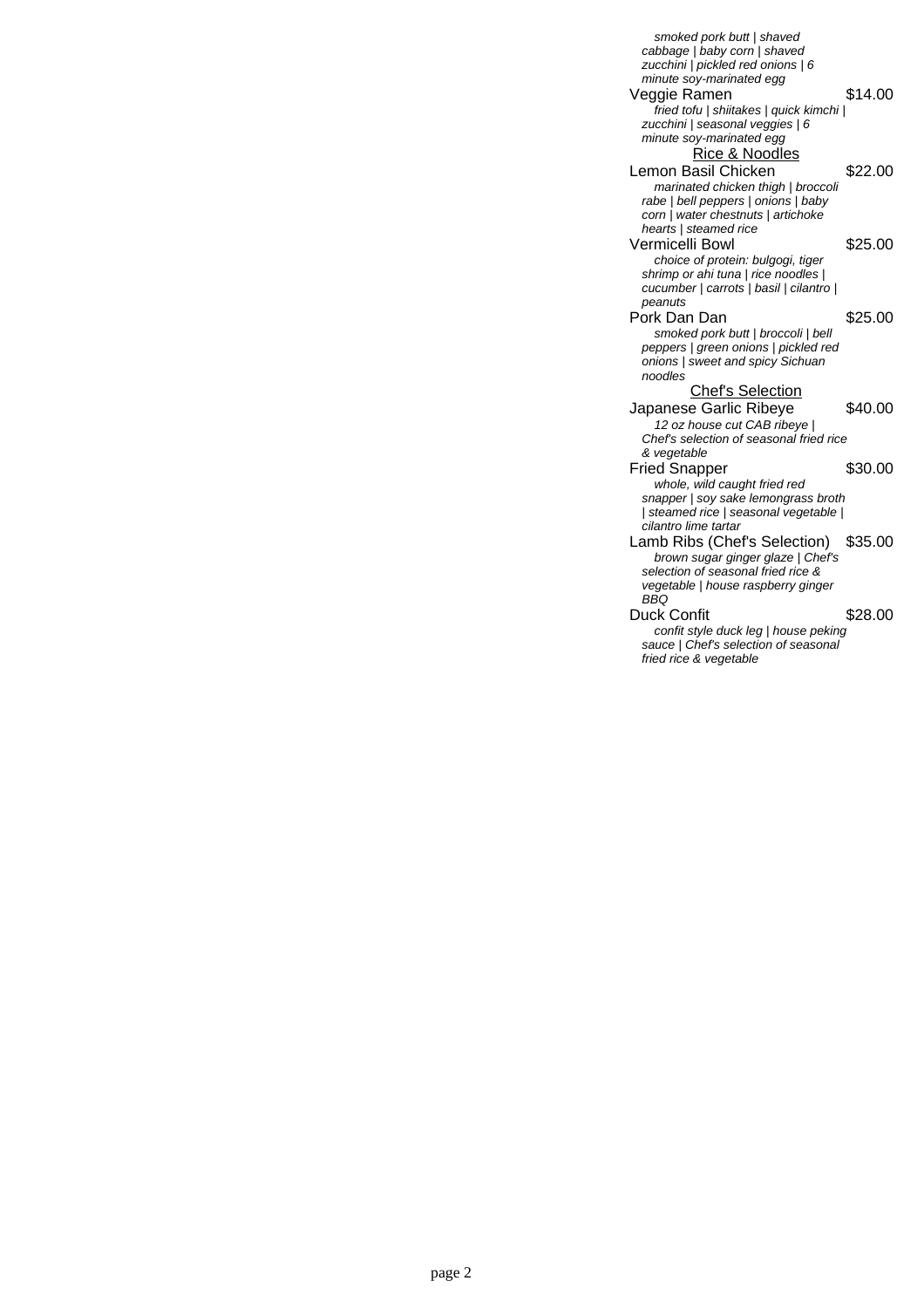*smoked pork butt | shaved cabbage | baby corn | shaved zucchini | pickled red onions | 6 minute soy-marinated egg*

Veggie Ramen — $14.00

*fried tofu | shiitakes | quick kimchi | zucchini | seasonal veggies | 6 minute soy-marinated egg*

## Rice & Noodles

Lemon Basil Chicken — $22.00

*marinated chicken thigh | broccoli rabe | bell peppers | onions | baby corn | water chestnuts | artichoke hearts | steamed rice*

Vermicelli Bowl — $25.00

*choice of protein: bulgogi, tiger shrimp or ahi tuna | rice noodles | cucumber | carrots | basil | cilantro | peanuts*

Pork Dan Dan — $25.00

*smoked pork butt | broccoli | bell peppers | green onions | pickled red onions | sweet and spicy Sichuan noodles*

## Chef's Selection

Japanese Garlic Ribeye — $40.00

*12 oz house cut CAB ribeye | Chef's selection of seasonal fried rice & vegetable*

Fried Snapper — $30.00

*whole, wild caught fried red snapper | soy sake lemongrass broth | steamed rice | seasonal vegetable | cilantro lime tartar*

Lamb Ribs (Chef's Selection) — $35.00

*brown sugar ginger glaze | Chef's selection of seasonal fried rice & vegetable | house raspberry ginger BBQ*

Duck Confit — $28.00

*confit style duck leg | house peking sauce | Chef's selection of seasonal fried rice & vegetable*